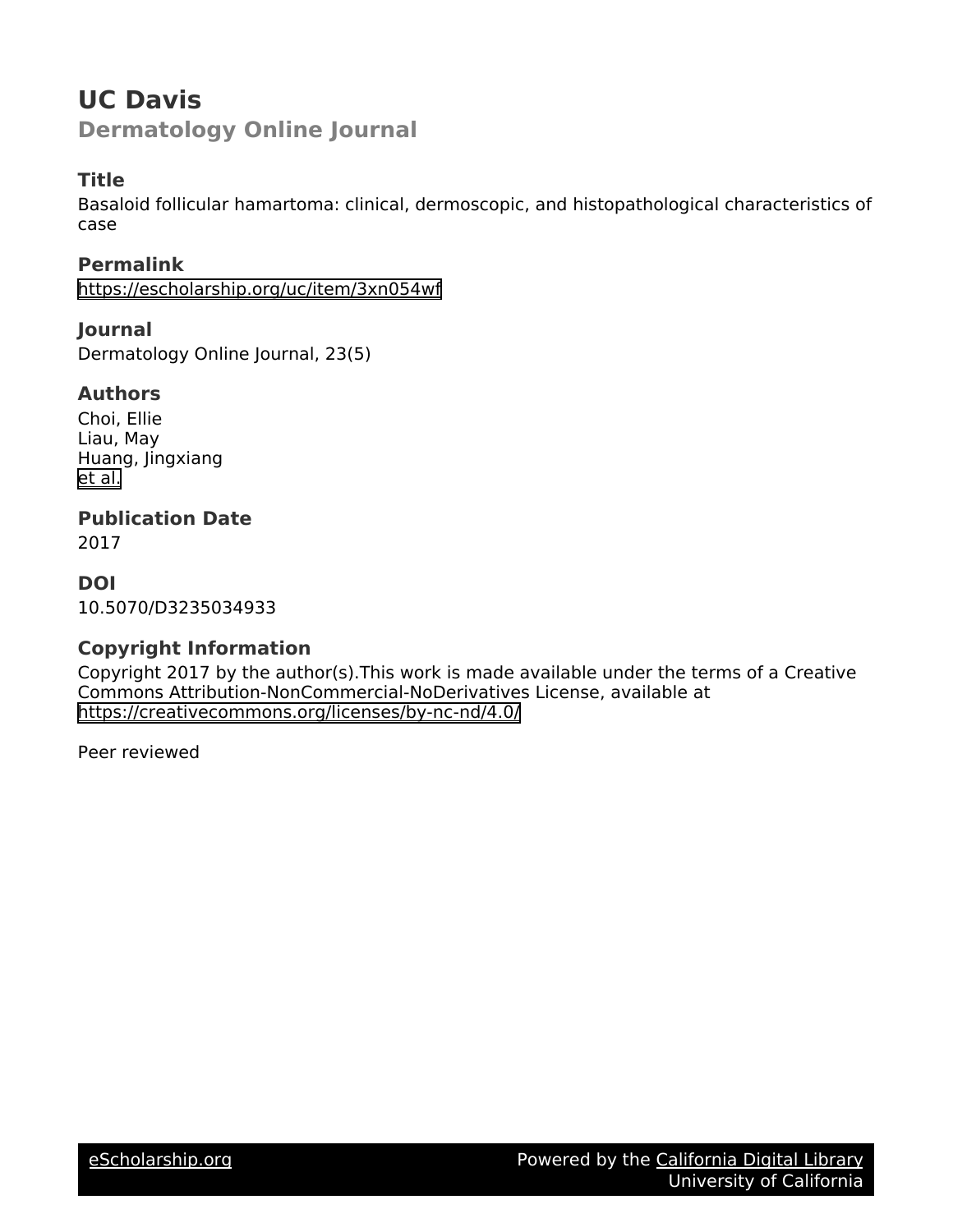# UC Davis

## Dermatology Online Journal

### Title

Basaloid follicular hamartoma: clinical, dermoscopic, and histopathological characteristics of case

### Permalink

https://escholarship.org/uc/item/3xn054wf

### Journal

Dermatology Online Journal, 23(5)

### Authors

Choi, Ellie
Liau, May
Huang, Jingxiang
et al.

### Publication Date

2017

### DOI

10.5070/D3235034933

### Copyright Information

Copyright 2017 by the author(s).This work is made available under the terms of a Creative Commons Attribution-NonCommercial-NoDerivatives License, available at https://creativecommons.org/licenses/by-nc-nd/4.0/

Peer reviewed

eScholarship.org    Powered by the California Digital Library
University of California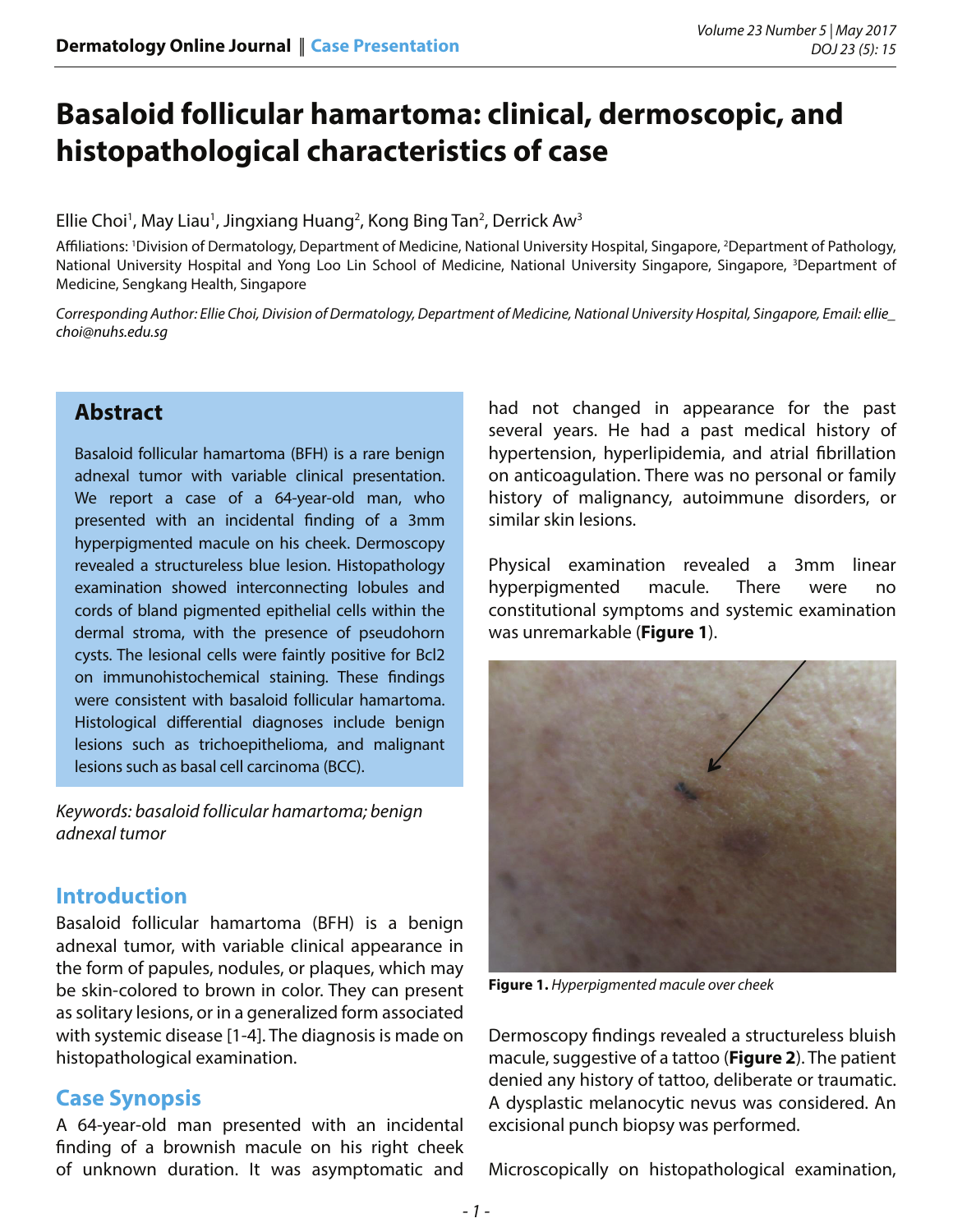# Basaloid follicular hamartoma: clinical, dermoscopic, and histopathological characteristics of case

Ellie Choi[1], May Liau[1], Jingxiang Huang[2], Kong Bing Tan[2], Derrick Aw[3]

Affiliations: [1]Division of Dermatology, Department of Medicine, National University Hospital, Singapore, [2]Department of Pathology, National University Hospital and Yong Loo Lin School of Medicine, National University Singapore, Singapore, [3]Department of Medicine, Sengkang Health, Singapore

*Corresponding Author: Ellie Choi, Division of Dermatology, Department of Medicine, National University Hospital, Singapore, Email: ellie_choi@nuhs.edu.sg*

## Abstract

Basaloid follicular hamartoma (BFH) is a rare benign adnexal tumor with variable clinical presentation. We report a case of a 64-year-old man, who presented with an incidental finding of a 3mm hyperpigmented macule on his cheek. Dermoscopy revealed a structureless blue lesion. Histopathology examination showed interconnecting lobules and cords of bland pigmented epithelial cells within the dermal stroma, with the presence of pseudohorn cysts. The lesional cells were faintly positive for Bcl2 on immunohistochemical staining. These findings were consistent with basaloid follicular hamartoma. Histological differential diagnoses include benign lesions such as trichoepithelioma, and malignant lesions such as basal cell carcinoma (BCC).

*Keywords: basaloid follicular hamartoma; benign adnexal tumor*

## Introduction

Basaloid follicular hamartoma (BFH) is a benign adnexal tumor, with variable clinical appearance in the form of papules, nodules, or plaques, which may be skin-colored to brown in color. They can present as solitary lesions, or in a generalized form associated with systemic disease [1-4]. The diagnosis is made on histopathological examination.

## Case Synopsis

A 64-year-old man presented with an incidental finding of a brownish macule on his right cheek of unknown duration. It was asymptomatic and had not changed in appearance for the past several years. He had a past medical history of hypertension, hyperlipidemia, and atrial fibrillation on anticoagulation. There was no personal or family history of malignancy, autoimmune disorders, or similar skin lesions.

Physical examination revealed a 3mm linear hyperpigmented macule. There were no constitutional symptoms and systemic examination was unremarkable (**Figure 1**).

**Figure 1.** *Hyperpigmented macule over cheek*

Dermoscopy findings revealed a structureless bluish macule, suggestive of a tattoo (**Figure 2**). The patient denied any history of tattoo, deliberate or traumatic. A dysplastic melanocytic nevus was considered. An excisional punch biopsy was performed.

Microscopically on histopathological examination,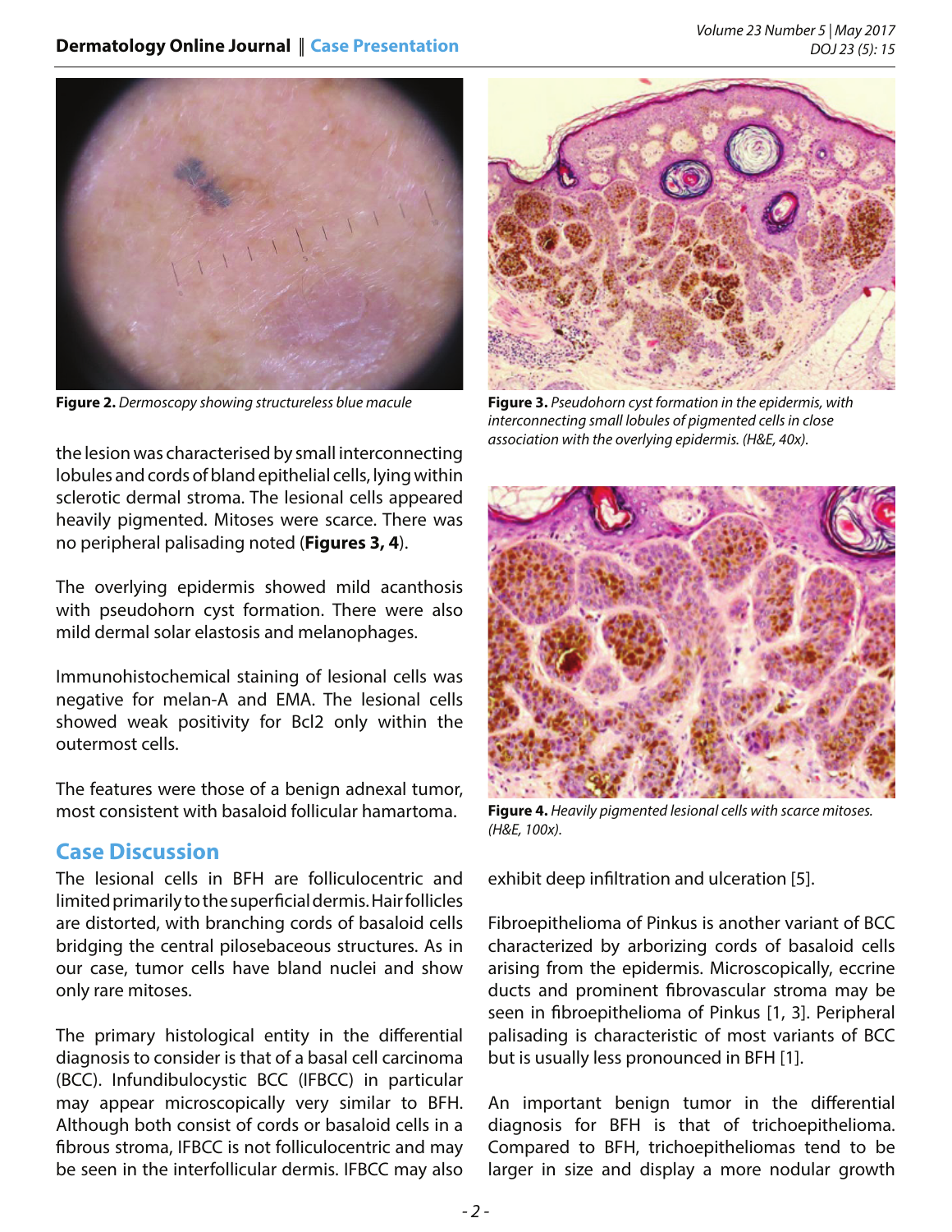**Figure 2.** *Dermoscopy showing structureless blue macule*

**Figure 3.** *Pseudohorn cyst formation in the epidermis, with interconnecting small lobules of pigmented cells in close association with the overlying epidermis. (H&E, 40x).*

the lesion was characterised by small interconnecting lobules and cords of bland epithelial cells, lying within sclerotic dermal stroma. The lesional cells appeared heavily pigmented. Mitoses were scarce. There was no peripheral palisading noted (**Figures 3, 4**).

The overlying epidermis showed mild acanthosis with pseudohorn cyst formation. There were also mild dermal solar elastosis and melanophages.

Immunohistochemical staining of lesional cells was negative for melan-A and EMA. The lesional cells showed weak positivity for Bcl2 only within the outermost cells.

The features were those of a benign adnexal tumor, most consistent with basaloid follicular hamartoma.

**Figure 4.** *Heavily pigmented lesional cells with scarce mitoses. (H&E, 100x).*

## Case Discussion

The lesional cells in BFH are folliculocentric and limited primarily to the superficial dermis. Hair follicles are distorted, with branching cords of basaloid cells bridging the central pilosebaceous structures. As in our case, tumor cells have bland nuclei and show only rare mitoses.

The primary histological entity in the differential diagnosis to consider is that of a basal cell carcinoma (BCC). Infundibulocystic BCC (IFBCC) in particular may appear microscopically very similar to BFH. Although both consist of cords or basaloid cells in a fibrous stroma, IFBCC is not folliculocentric and may be seen in the interfollicular dermis. IFBCC may also exhibit deep infiltration and ulceration [5].

Fibroepithelioma of Pinkus is another variant of BCC characterized by arborizing cords of basaloid cells arising from the epidermis. Microscopically, eccrine ducts and prominent fibrovascular stroma may be seen in fibroepithelioma of Pinkus [1, 3]. Peripheral palisading is characteristic of most variants of BCC but is usually less pronounced in BFH [1].

An important benign tumor in the differential diagnosis for BFH is that of trichoepithelioma. Compared to BFH, trichoepitheliomas tend to be larger in size and display a more nodular growth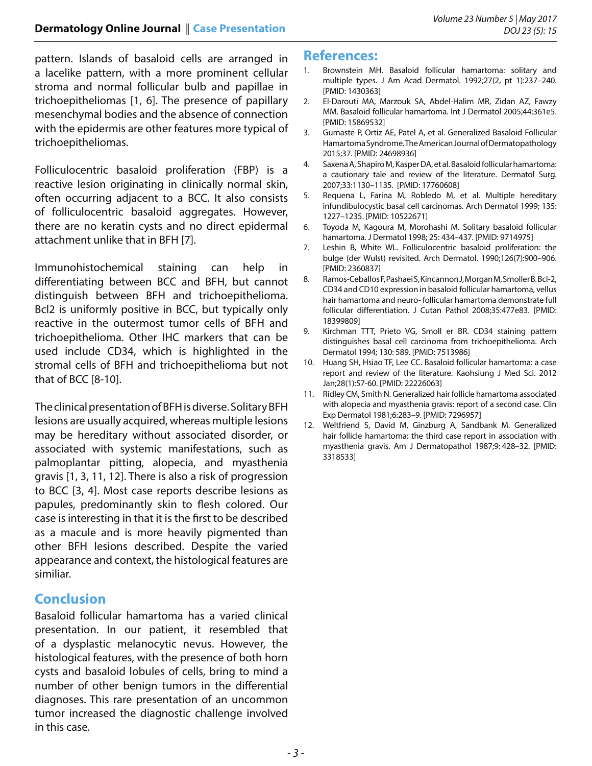pattern. Islands of basaloid cells are arranged in a lacelike pattern, with a more prominent cellular stroma and normal follicular bulb and papillae in trichoepitheliomas [1, 6]. The presence of papillary mesenchymal bodies and the absence of connection with the epidermis are other features more typical of trichoepitheliomas.

Folliculocentric basaloid proliferation (FBP) is a reactive lesion originating in clinically normal skin, often occurring adjacent to a BCC. It also consists of folliculocentric basaloid aggregates. However, there are no keratin cysts and no direct epidermal attachment unlike that in BFH [7].

Immunohistochemical staining can help in differentiating between BCC and BFH, but cannot distinguish between BFH and trichoepithelioma. Bcl2 is uniformly positive in BCC, but typically only reactive in the outermost tumor cells of BFH and trichoepithelioma. Other IHC markers that can be used include CD34, which is highlighted in the stromal cells of BFH and trichoepithelioma but not that of BCC [8-10].

The clinical presentation of BFH is diverse. Solitary BFH lesions are usually acquired, whereas multiple lesions may be hereditary without associated disorder, or associated with systemic manifestations, such as palmoplantar pitting, alopecia, and myasthenia gravis [1, 3, 11, 12]. There is also a risk of progression to BCC [3, 4]. Most case reports describe lesions as papules, predominantly skin to flesh colored. Our case is interesting in that it is the first to be described as a macule and is more heavily pigmented than other BFH lesions described. Despite the varied appearance and context, the histological features are similiar.

## Conclusion

Basaloid follicular hamartoma has a varied clinical presentation. In our patient, it resembled that of a dysplastic melanocytic nevus. However, the histological features, with the presence of both horn cysts and basaloid lobules of cells, bring to mind a number of other benign tumors in the differential diagnoses. This rare presentation of an uncommon tumor increased the diagnostic challenge involved in this case.

## References:

1. Brownstein MH. Basaloid follicular hamartoma: solitary and multiple types. J Am Acad Dermatol. 1992;27(2, pt 1):237–240. [PMID: 1430363]
2. El-Darouti MA, Marzouk SA, Abdel-Halim MR, Zidan AZ, Fawzy MM. Basaloid follicular hamartoma. Int J Dermatol 2005;44:361e5. [PMID: 15869532]
3. Gumaste P, Ortiz AE, Patel A, et al. Generalized Basaloid Follicular Hamartoma Syndrome. The American Journal of Dermatopathology 2015;37. [PMID: 24698936]
4. Saxena A, Shapiro M, Kasper DA, et al. Basaloid follicular hamartoma: a cautionary tale and review of the literature. Dermatol Surg. 2007;33:1130–1135. [PMID: 17760608]
5. Requena L, Farina M, Robledo M, et al. Multiple hereditary infundibulocystic basal cell carcinomas. Arch Dermatol 1999; 135: 1227–1235. [PMID: 10522671]
6. Toyoda M, Kagoura M, Morohashi M. Solitary basaloid follicular hamartoma. J Dermatol 1998; 25: 434–437. [PMID: 9714975]
7. Leshin B, White WL. Folliculocentric basaloid proliferation: the bulge (der Wulst) revisited. Arch Dermatol. 1990;126(7):900–906. [PMID: 2360837]
8. Ramos-Ceballos F, Pashaei S, Kincannon J, Morgan M, Smoller B. Bcl-2, CD34 and CD10 expression in basaloid follicular hamartoma, vellus hair hamartoma and neuro- follicular hamartoma demonstrate full follicular differentiation. J Cutan Pathol 2008;35:477e83. [PMID: 18399809]
9. Kirchman TTT, Prieto VG, Smoll er BR. CD34 staining pattern distinguishes basal cell carcinoma from trichoepithelioma. Arch Dermatol 1994; 130: 589. [PMID: 7513986]
10. Huang SH, Hsiao TF, Lee CC. Basaloid follicular hamartoma: a case report and review of the literature. Kaohsiung J Med Sci. 2012 Jan;28(1):57-60. [PMID: 22226063]
11. Ridley CM, Smith N. Generalized hair follicle hamartoma associated with alopecia and myasthenia gravis: report of a second case. Clin Exp Dermatol 1981;6:283–9. [PMID: 7296957]
12. Weltfriend S, David M, Ginzburg A, Sandbank M. Generalized hair follicle hamartoma: the third case report in association with myasthenia gravis. Am J Dermatopathol 1987;9: 428–32. [PMID: 3318533]